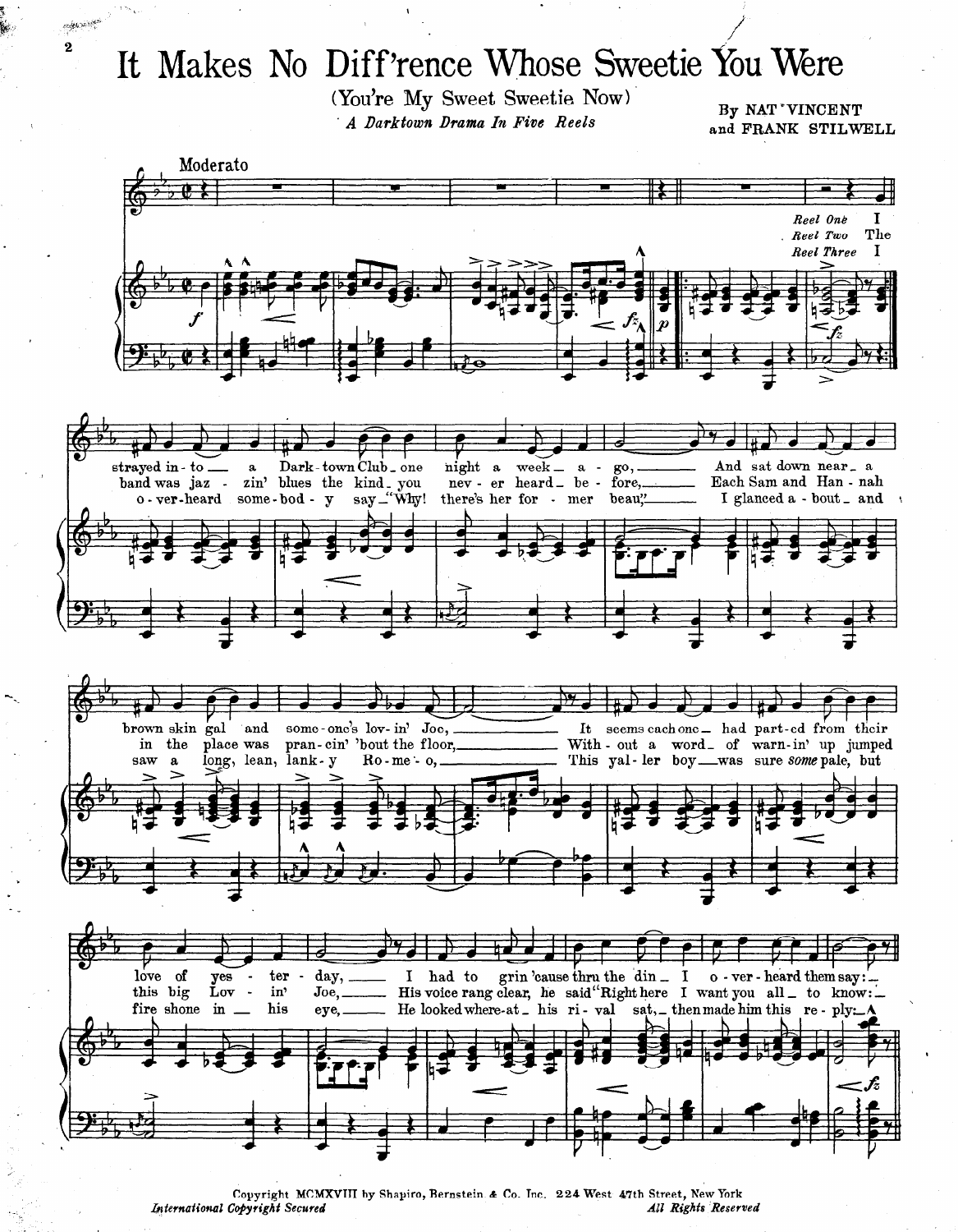# It Makes No Diff'rence Whose Sweetie You Were

(You're My Sweet Sweetie Now)

*A Darktown Drama In Five Reels*

By NAT VINCENT and FRANK STILWELL

Moderato

*Reel One* I strayed in-to a Dark-town Club one night a week a-go, And sat down near a brown skin gal and some-one's lov-in' Joe, It seems each one had part-ed from their love of yes-ter-day, I had to grin 'cause thru the din I o-ver-heard them say:

*Reel Two* The band was jaz-zin' blues the kind you nev-er heard be-fore, Each Sam and Han-nah in the place was pran-cin' 'bout the floor, With-out a word of warn-in' up jumped this big Lov-in' Joe, His voice rang clear, he said "Right here I want you all to know:

*Reel Three* I o-ver-heard some-bod-y say "Why! there's her for-mer beau," I glanced a-bout and saw a long, lean, lank-y Ro-me-o, This yal-ler boy was sure *some* pale, but fire shone in his eye, He looked where-at his ri-val sat, then made him this re-ply:

Copyright MCMXVIII by Shapiro, Bernstein & Co. Inc. 224 West 47th Street, New York
*International Copyright Secured* *All Rights Reserved*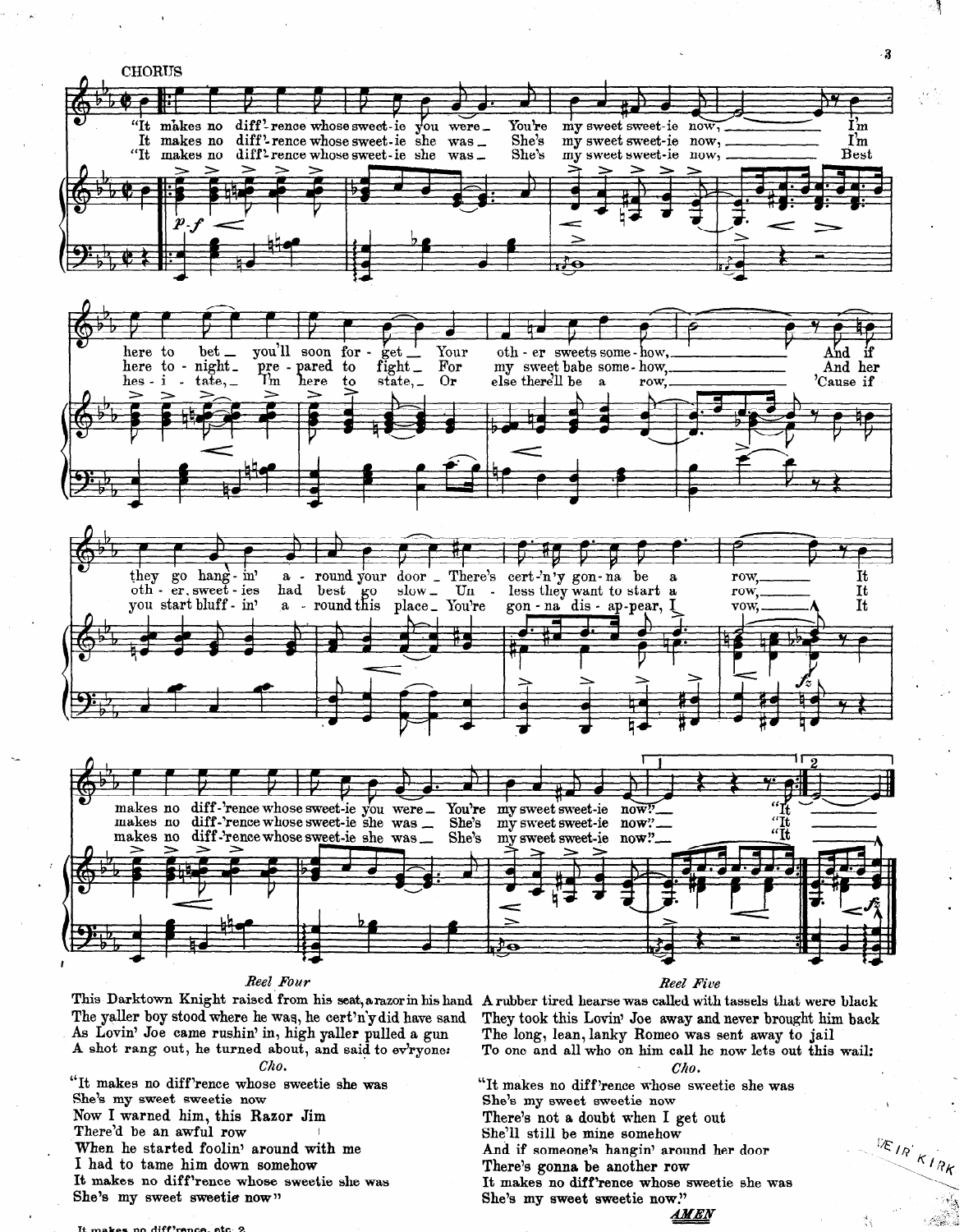CHORUS

"It makes no diff'rence whose sweetie you were _ You're my sweet sweetie now, _ I'm here to bet _ you'll soon for-get _ Your oth-er sweets some-how, _ And if they go hang-in' a-round your door _ There's cert-'n'y gon-na be a row, _ It makes no diff-'rence whose sweet-ie you were _ You're my sweet sweet-ie now!" _ "It

It makes no diff'-rence whose sweet-ie she was _ She's my sweet sweet-ie now, _ I'm here to-night _ pre-pared to fight _ For my sweet babe some-how, _ And her oth-er sweet-ies had best go slow _ Un-less they want to start a row, _ It makes no diff-'rence whose sweet-ie she was _ She's my sweet sweet-ie now!" _ "It

"It makes no diff'-rence whose sweet-ie she was _ She's my sweet sweet-ie now, _ Best hes-i-tate, _ I'm here to state, _ Or else there'll be a row, _ 'Cause if you start bluff-in' a-round this place _ You're gon-na dis-ap-pear, I vow, _ It makes no diff-'rence whose sweet-ie she was _ She's my sweet sweet-ie now!" _ "It

*Reel Four*

This Darktown Knight raised from his seat, a razor in his hand
The yaller boy stood where he was, he cert'n'y did have sand
As Lovin' Joe came rushin' in, high yaller pulled a gun
A shot rang out, he turned about, and said to ev'ryone:

*Cho.*

"It makes no diff'rence whose sweetie she was
She's my sweet sweetie now
Now I warned him, this Razor Jim
There'd be an awful row
When he started foolin' around with me
I had to tame him down somehow
It makes no diff'rence whose sweetie she was
She's my sweet sweetie now"

*Reel Five*

A rubber tired hearse was called with tassels that were black
They took this Lovin' Joe away and never brought him back
The long, lean, lanky Romeo was sent away to jail
To one and all who on him call he now lets out this wail:

*Cho.*

"It makes no diff'rence whose sweetie she was
She's my sweet sweetie now
There's not a doubt when I get out
She'll still be mine somehow
And if someone's hangin' around her door
There's gonna be another row
It makes no diff'rence whose sweetie she was
She's my sweet sweetie now."

AMEN